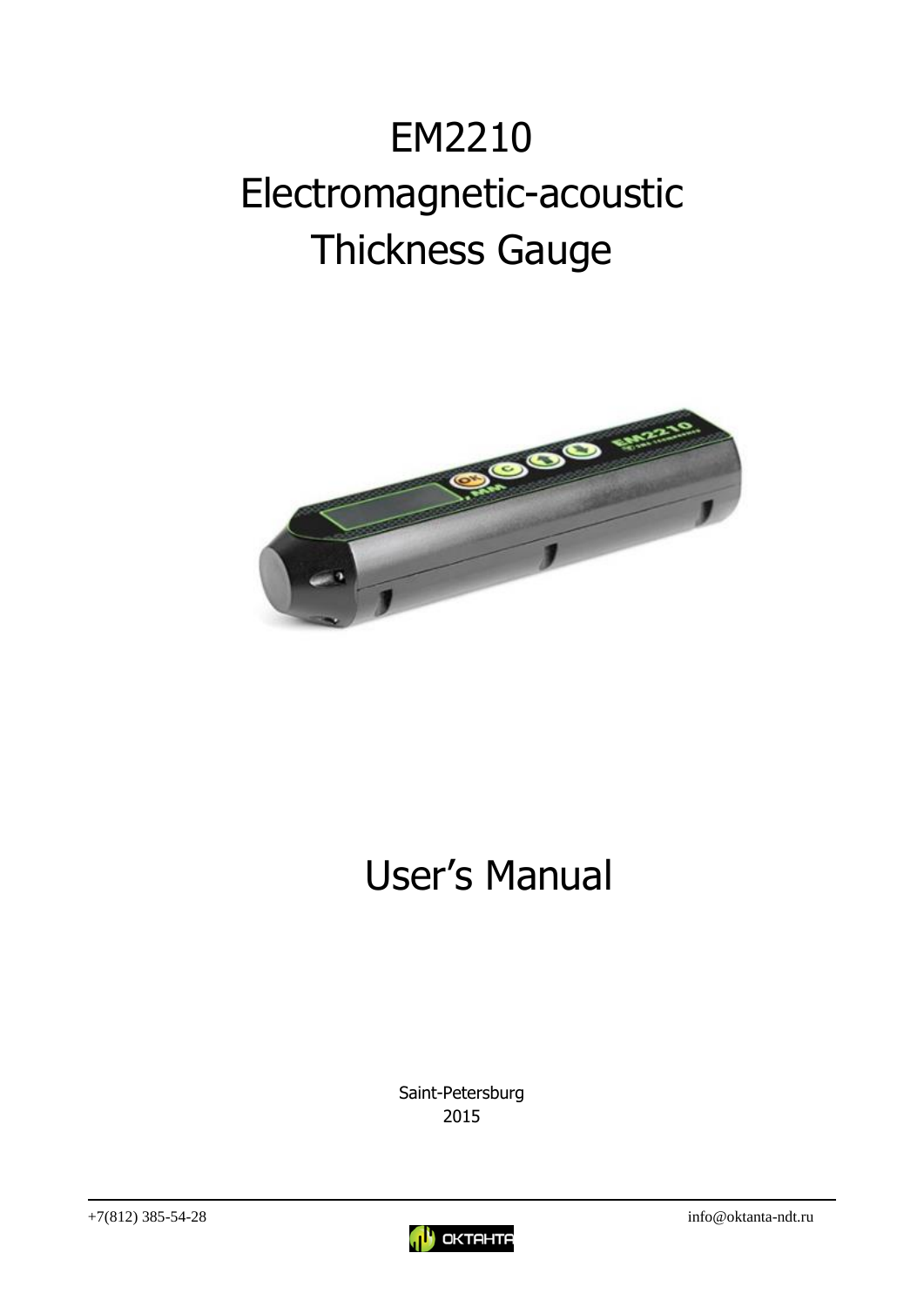# EM2210 Electromagnetic-acoustic Thickness Gauge

# User's Manual

Saint-Petersburg
2015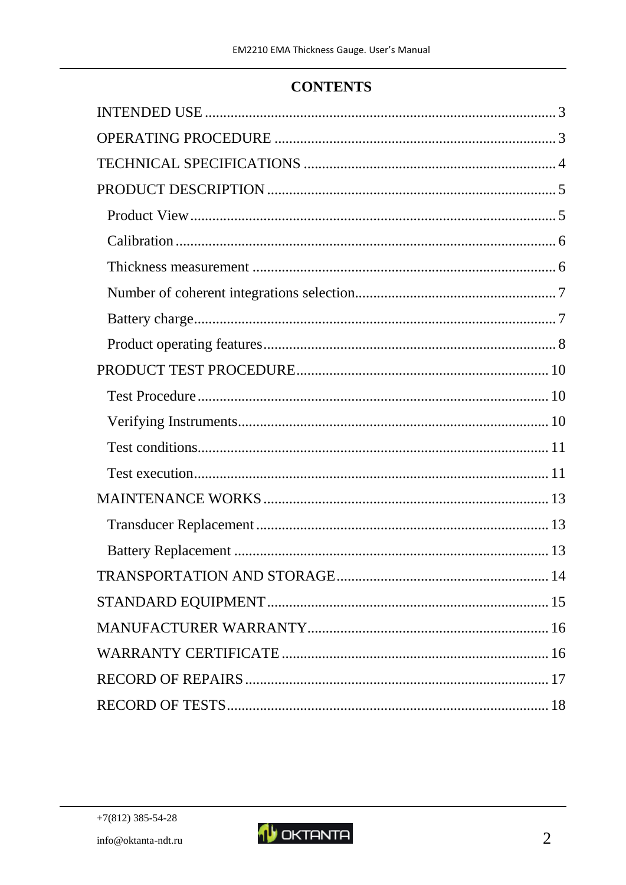# CONTENTS

- INTENDED USE ... 3
- OPERATING PROCEDURE ... 3
- TECHNICAL SPECIFICATIONS ... 4
- PRODUCT DESCRIPTION ... 5
  - Product View ... 5
  - Calibration ... 6
  - Thickness measurement ... 6
  - Number of coherent integrations selection ... 7
  - Battery charge ... 7
  - Product operating features ... 8
- PRODUCT TEST PROCEDURE ... 10
  - Test Procedure ... 10
  - Verifying Instruments ... 10
  - Test conditions ... 11
  - Test execution ... 11
- MAINTENANCE WORKS ... 13
  - Transducer Replacement ... 13
  - Battery Replacement ... 13
- TRANSPORTATION AND STORAGE ... 14
- STANDARD EQUIPMENT ... 15
- MANUFACTURER WARRANTY ... 16
- WARRANTY CERTIFICATE ... 16
- RECORD OF REPAIRS ... 17
- RECORD OF TESTS ... 18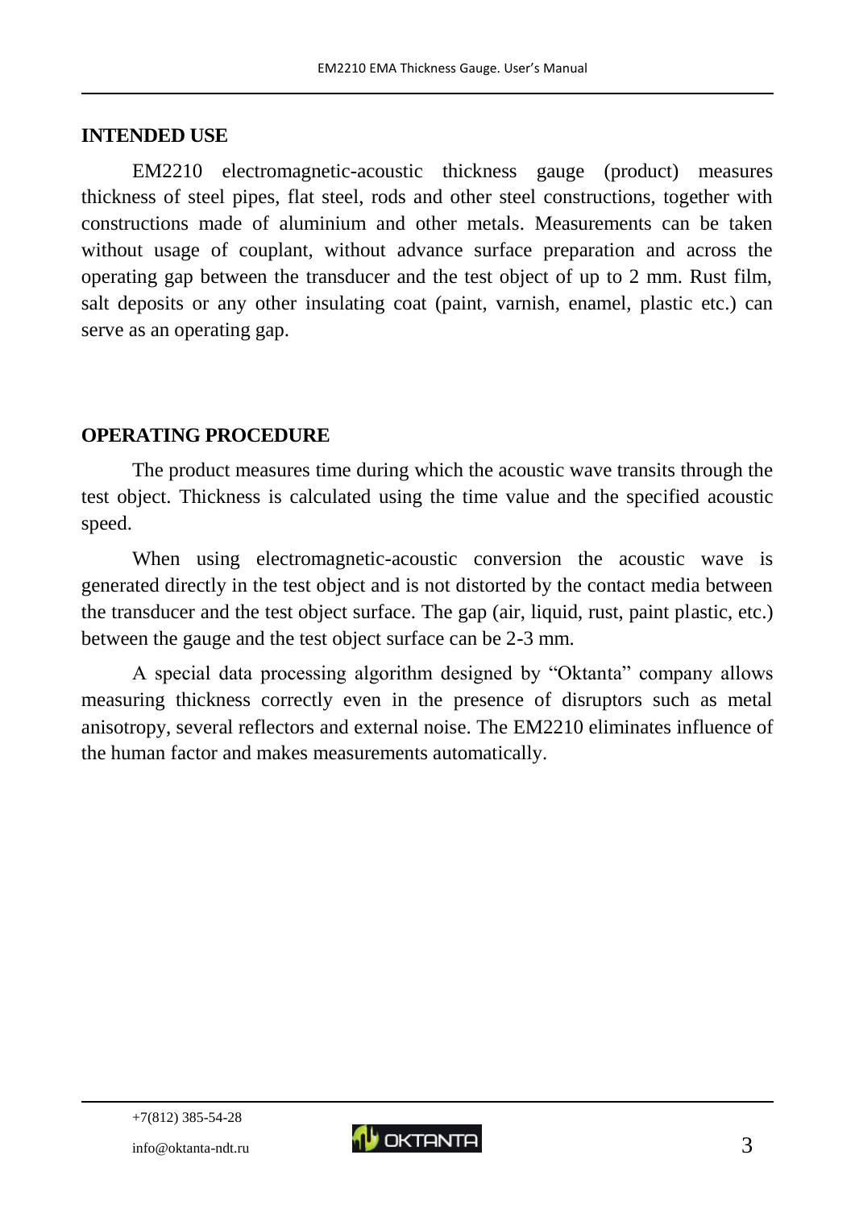## INTENDED USE

EM2210 electromagnetic-acoustic thickness gauge (product) measures thickness of steel pipes, flat steel, rods and other steel constructions, together with constructions made of aluminium and other metals. Measurements can be taken without usage of couplant, without advance surface preparation and across the operating gap between the transducer and the test object of up to 2 mm. Rust film, salt deposits or any other insulating coat (paint, varnish, enamel, plastic etc.) can serve as an operating gap.

## OPERATING PROCEDURE

The product measures time during which the acoustic wave transits through the test object. Thickness is calculated using the time value and the specified acoustic speed.

When using electromagnetic-acoustic conversion the acoustic wave is generated directly in the test object and is not distorted by the contact media between the transducer and the test object surface. The gap (air, liquid, rust, paint plastic, etc.) between the gauge and the test object surface can be 2-3 mm.

A special data processing algorithm designed by “Oktanta” company allows measuring thickness correctly even in the presence of disruptors such as metal anisotropy, several reflectors and external noise. The EM2210 eliminates influence of the human factor and makes measurements automatically.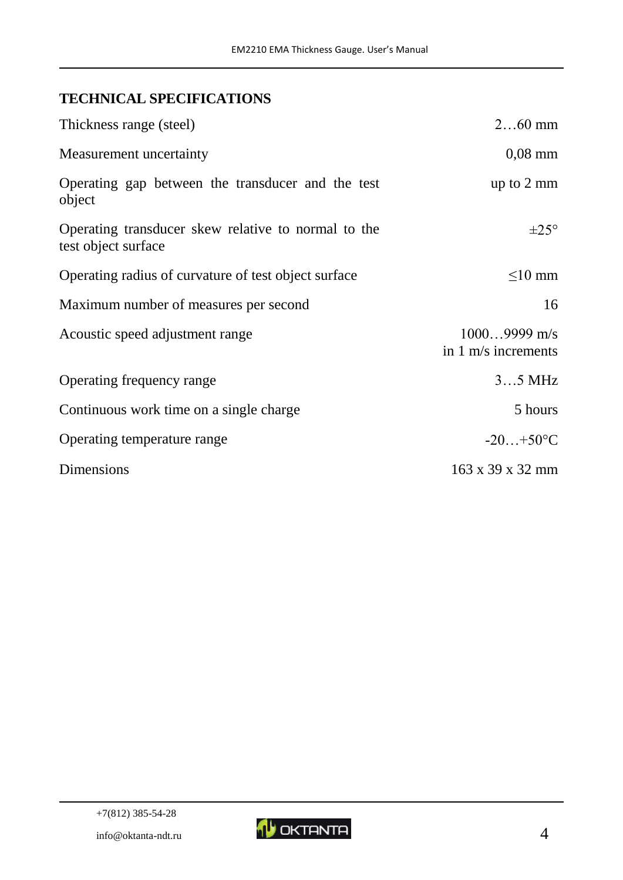## TECHNICAL SPECIFICATIONS

| | |
|---|---|
| Thickness range (steel) | 2…60 mm |
| Measurement uncertainty | 0,08 mm |
| Operating gap between the transducer and the test object | up to 2 mm |
| Operating transducer skew relative to normal to the test object surface | ±25° |
| Operating radius of curvature of test object surface | ≤10 mm |
| Maximum number of measures per second | 16 |
| Acoustic speed adjustment range | 1000…9999 m/s in 1 m/s increments |
| Operating frequency range | 3…5 MHz |
| Continuous work time on a single charge | 5 hours |
| Operating temperature range | -20…+50°C |
| Dimensions | 163 x 39 x 32 mm |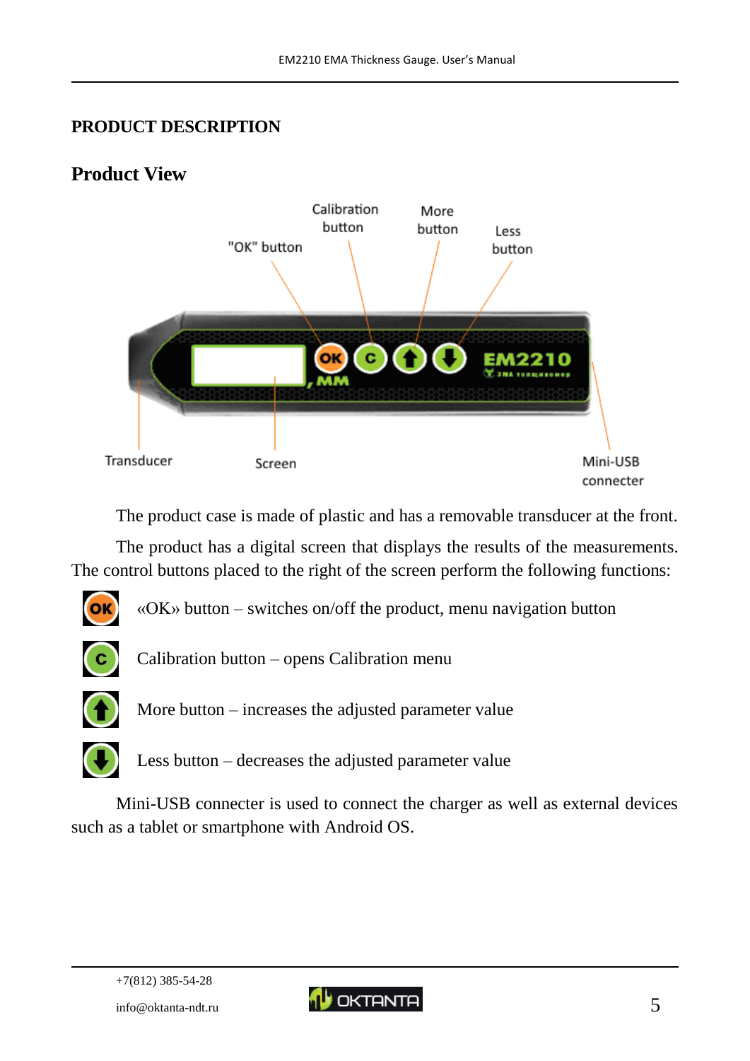# PRODUCT DESCRIPTION

## Product View

The product case is made of plastic and has a removable transducer at the front.

The product has a digital screen that displays the results of the measurements. The control buttons placed to the right of the screen perform the following functions:

- «OK» button – switches on/off the product, menu navigation button
- Calibration button – opens Calibration menu
- More button – increases the adjusted parameter value
- Less button – decreases the adjusted parameter value

Mini-USB connecter is used to connect the charger as well as external devices such as a tablet or smartphone with Android OS.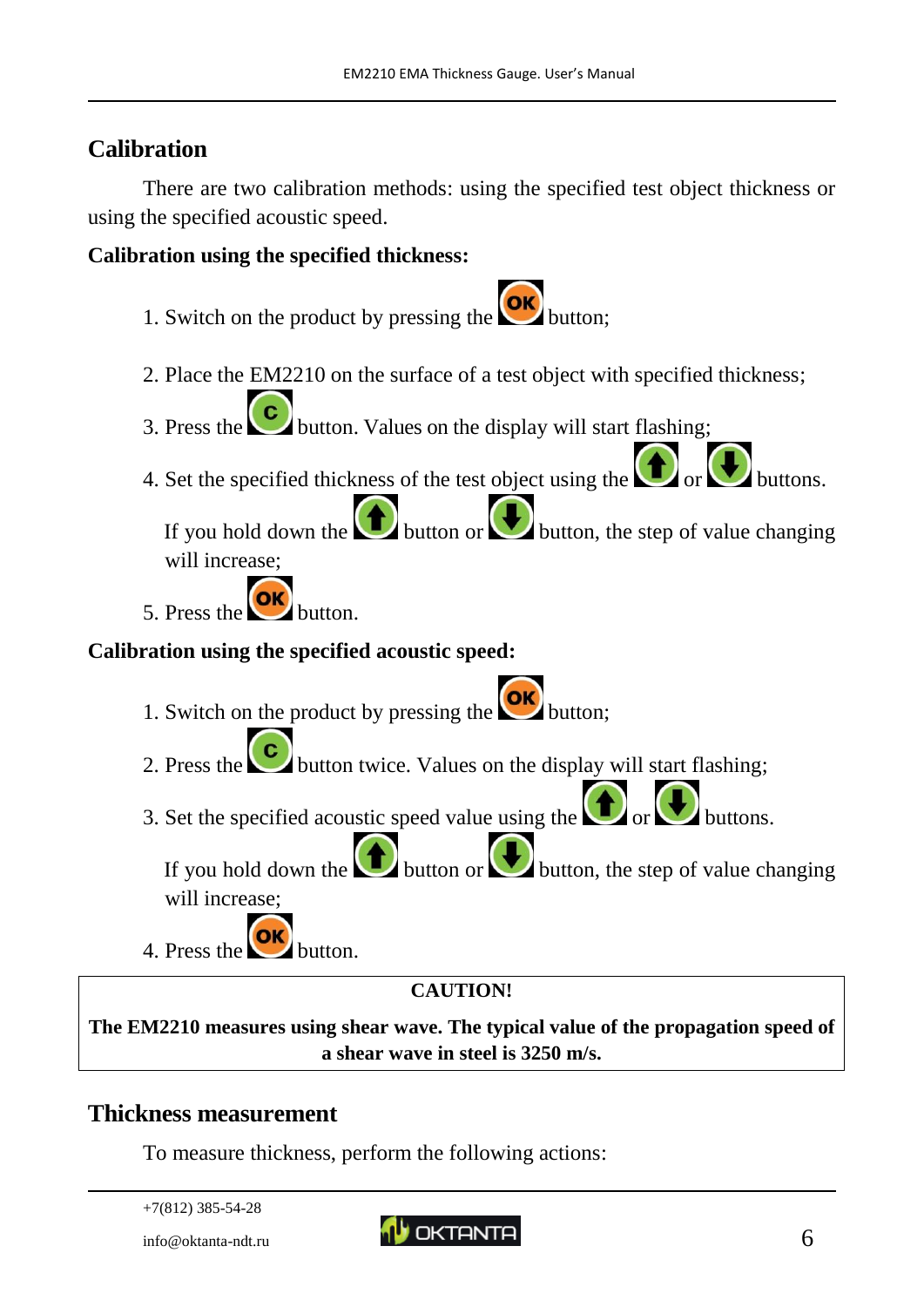## Calibration

There are two calibration methods: using the specified test object thickness or using the specified acoustic speed.

**Calibration using the specified thickness:**

1. Switch on the product by pressing the OK button;
2. Place the EM2210 on the surface of a test object with specified thickness;
3. Press the C button. Values on the display will start flashing;
4. Set the specified thickness of the test object using the ↑ or ↓ buttons. If you hold down the ↑ button or ↓ button, the step of value changing will increase;
5. Press the OK button.

**Calibration using the specified acoustic speed:**

1. Switch on the product by pressing the OK button;
2. Press the C button twice. Values on the display will start flashing;
3. Set the specified acoustic speed value using the ↑ or ↓ buttons. If you hold down the ↑ button or ↓ button, the step of value changing will increase;
4. Press the OK button.

> **CAUTION!**
>
> **The EM2210 measures using shear wave. The typical value of the propagation speed of a shear wave in steel is 3250 m/s.**

## Thickness measurement

To measure thickness, perform the following actions: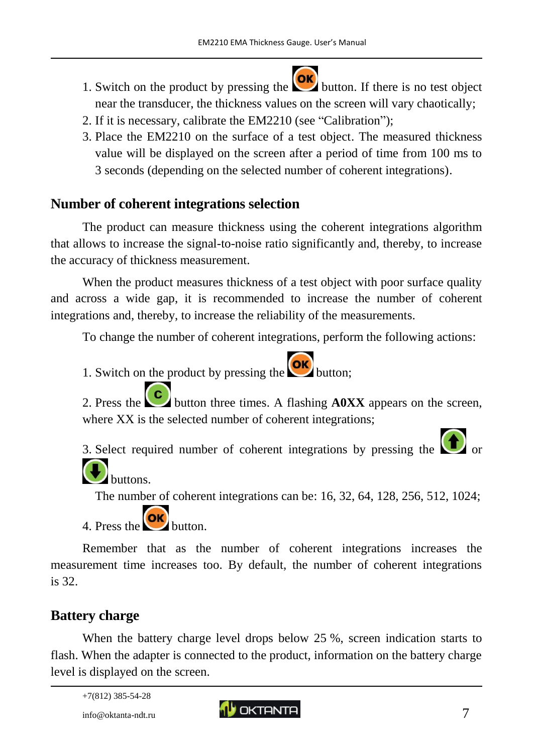1. Switch on the product by pressing the OK button. If there is no test object near the transducer, the thickness values on the screen will vary chaotically;
2. If it is necessary, calibrate the EM2210 (see "Calibration");
3. Place the EM2210 on the surface of a test object. The measured thickness value will be displayed on the screen after a period of time from 100 ms to 3 seconds (depending on the selected number of coherent integrations).

## Number of coherent integrations selection

The product can measure thickness using the coherent integrations algorithm that allows to increase the signal-to-noise ratio significantly and, thereby, to increase the accuracy of thickness measurement.

When the product measures thickness of a test object with poor surface quality and across a wide gap, it is recommended to increase the number of coherent integrations and, thereby, to increase the reliability of the measurements.

To change the number of coherent integrations, perform the following actions:

1. Switch on the product by pressing the OK button;

2. Press the C button three times. A flashing **A0XX** appears on the screen, where XX is the selected number of coherent integrations;

3. Select required number of coherent integrations by pressing the ↑ or ↓ buttons.
   The number of coherent integrations can be: 16, 32, 64, 128, 256, 512, 1024;

4. Press the OK button.

Remember that as the number of coherent integrations increases the measurement time increases too. By default, the number of coherent integrations is 32.

## Battery charge

When the battery charge level drops below 25 %, screen indication starts to flash. When the adapter is connected to the product, information on the battery charge level is displayed on the screen.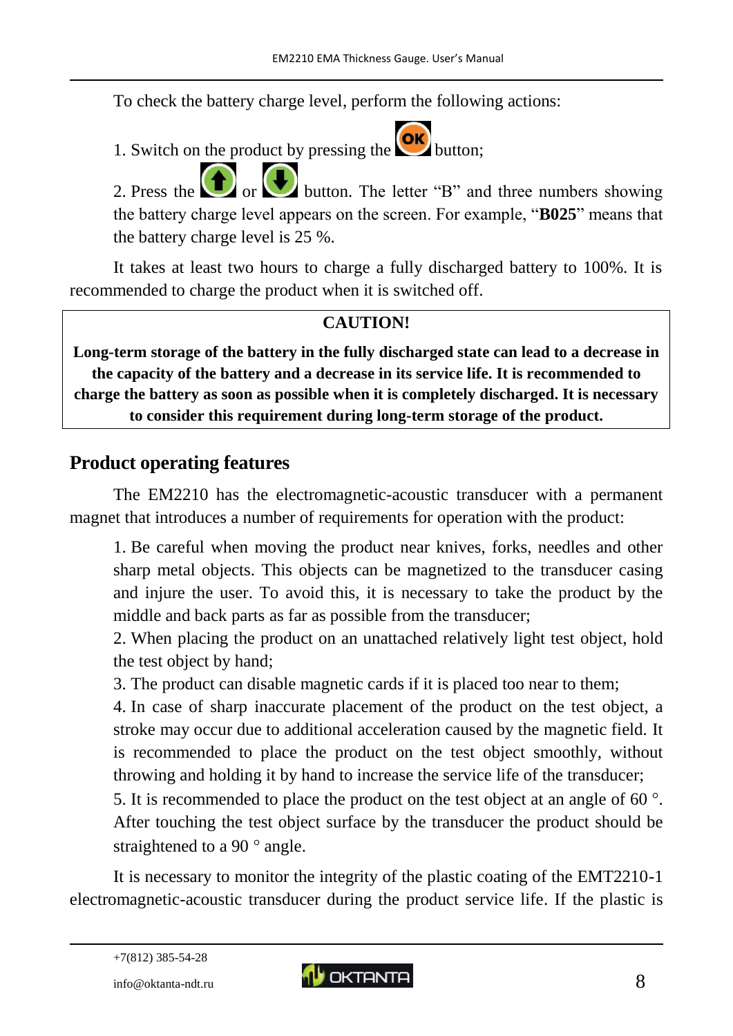To check the battery charge level, perform the following actions:

1. Switch on the product by pressing the OK button;
2. Press the ↑ or ↓ button. The letter "B" and three numbers showing the battery charge level appears on the screen. For example, "**B025**" means that the battery charge level is 25 %.

It takes at least two hours to charge a fully discharged battery to 100%. It is recommended to charge the product when it is switched off.

**CAUTION!**

**Long-term storage of the battery in the fully discharged state can lead to a decrease in the capacity of the battery and a decrease in its service life. It is recommended to charge the battery as soon as possible when it is completely discharged. It is necessary to consider this requirement during long-term storage of the product.**

## Product operating features

The EM2210 has the electromagnetic-acoustic transducer with a permanent magnet that introduces a number of requirements for operation with the product:

1. Be careful when moving the product near knives, forks, needles and other sharp metal objects. This objects can be magnetized to the transducer casing and injure the user. To avoid this, it is necessary to take the product by the middle and back parts as far as possible from the transducer;
2. When placing the product on an unattached relatively light test object, hold the test object by hand;
3. The product can disable magnetic cards if it is placed too near to them;
4. In case of sharp inaccurate placement of the product on the test object, a stroke may occur due to additional acceleration caused by the magnetic field. It is recommended to place the product on the test object smoothly, without throwing and holding it by hand to increase the service life of the transducer;
5. It is recommended to place the product on the test object at an angle of 60 °. After touching the test object surface by the transducer the product should be straightened to a 90 ° angle.

It is necessary to monitor the integrity of the plastic coating of the EMT2210-1 electromagnetic-acoustic transducer during the product service life. If the plastic is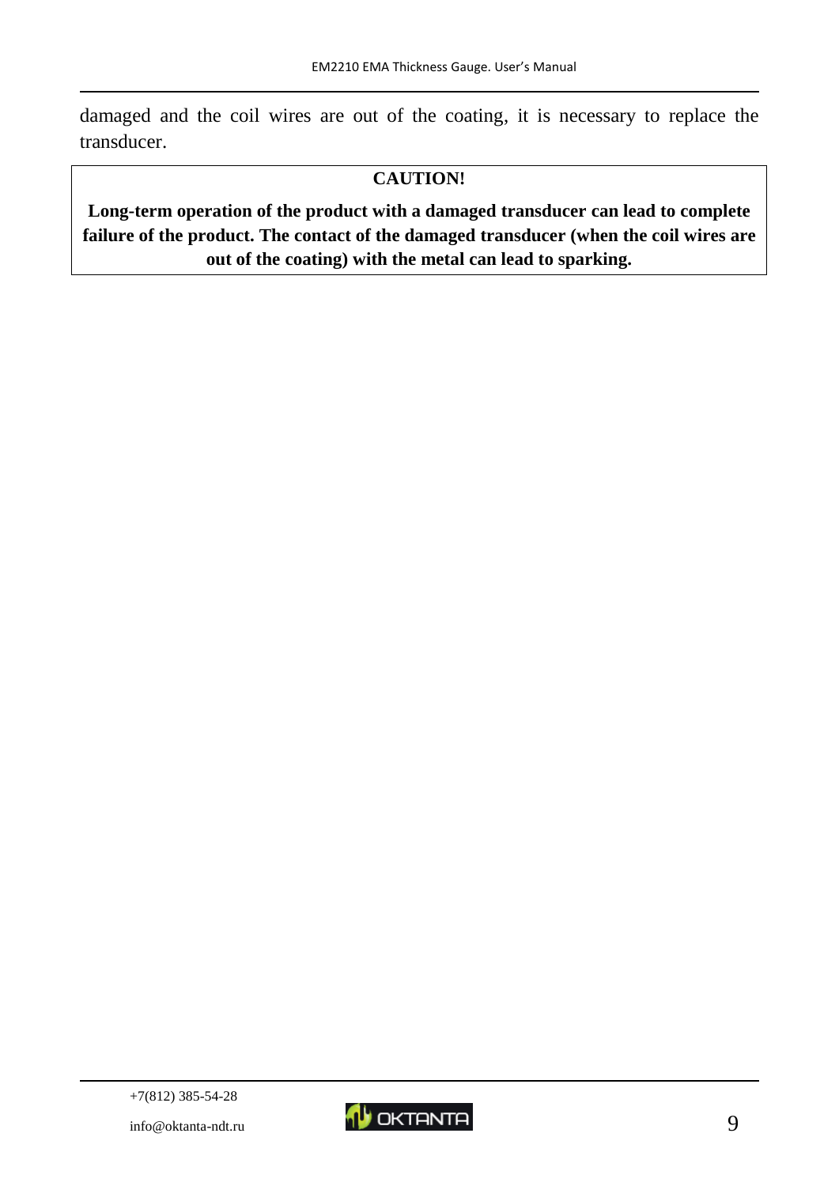damaged and the coil wires are out of the coating, it is necessary to replace the transducer.

**CAUTION!**

**Long-term operation of the product with a damaged transducer can lead to complete failure of the product. The contact of the damaged transducer (when the coil wires are out of the coating) with the metal can lead to sparking.**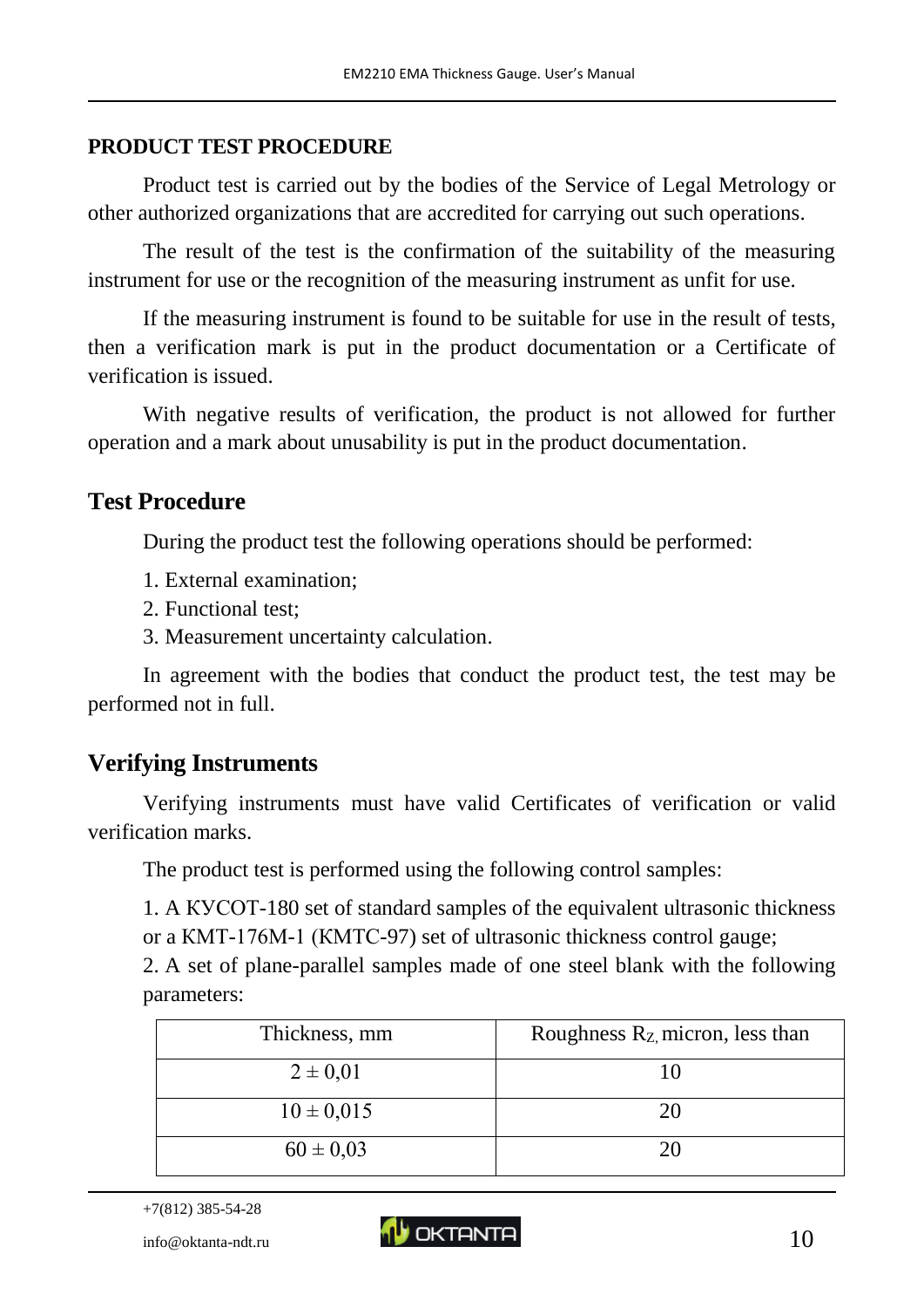## PRODUCT TEST PROCEDURE

Product test is carried out by the bodies of the Service of Legal Metrology or other authorized organizations that are accredited for carrying out such operations.

The result of the test is the confirmation of the suitability of the measuring instrument for use or the recognition of the measuring instrument as unfit for use.

If the measuring instrument is found to be suitable for use in the result of tests, then a verification mark is put in the product documentation or a Certificate of verification is issued.

With negative results of verification, the product is not allowed for further operation and a mark about unusability is put in the product documentation.

### Test Procedure

During the product test the following operations should be performed:

1. External examination;
2. Functional test;
3. Measurement uncertainty calculation.

In agreement with the bodies that conduct the product test, the test may be performed not in full.

### Verifying Instruments

Verifying instruments must have valid Certificates of verification or valid verification marks.

The product test is performed using the following control samples:

1. A КУСОТ-180 set of standard samples of the equivalent ultrasonic thickness or a КМТ-176М-1 (КМТС-97) set of ultrasonic thickness control gauge;
2. A set of plane-parallel samples made of one steel blank with the following parameters:

| Thickness, mm | Roughness $R_Z$, micron, less than |
|---|---|
| 2 ± 0,01 | 10 |
| 10 ± 0,015 | 20 |
| 60 ± 0,03 | 20 |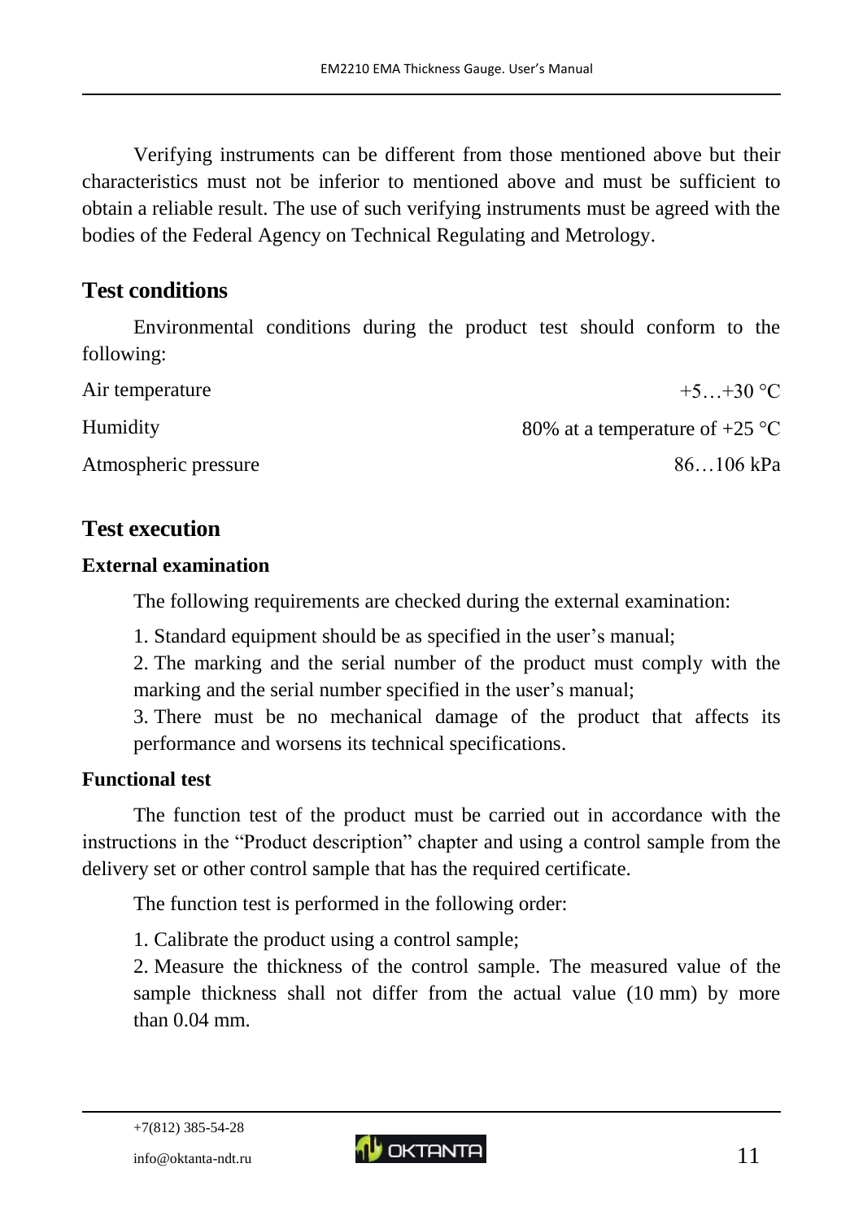Verifying instruments can be different from those mentioned above but their characteristics must not be inferior to mentioned above and must be sufficient to obtain a reliable result. The use of such verifying instruments must be agreed with the bodies of the Federal Agency on Technical Regulating and Metrology.

## Test conditions

Environmental conditions during the product test should conform to the following:

| | |
|---|---|
| Air temperature | +5…+30 °C |
| Humidity | 80% at a temperature of +25 °C |
| Atmospheric pressure | 86…106 kPa |

## Test execution

### External examination

The following requirements are checked during the external examination:

1. Standard equipment should be as specified in the user's manual;
2. The marking and the serial number of the product must comply with the marking and the serial number specified in the user's manual;
3. There must be no mechanical damage of the product that affects its performance and worsens its technical specifications.

### Functional test

The function test of the product must be carried out in accordance with the instructions in the "Product description" chapter and using a control sample from the delivery set or other control sample that has the required certificate.

The function test is performed in the following order:

1. Calibrate the product using a control sample;
2. Measure the thickness of the control sample. The measured value of the sample thickness shall not differ from the actual value (10 mm) by more than 0.04 mm.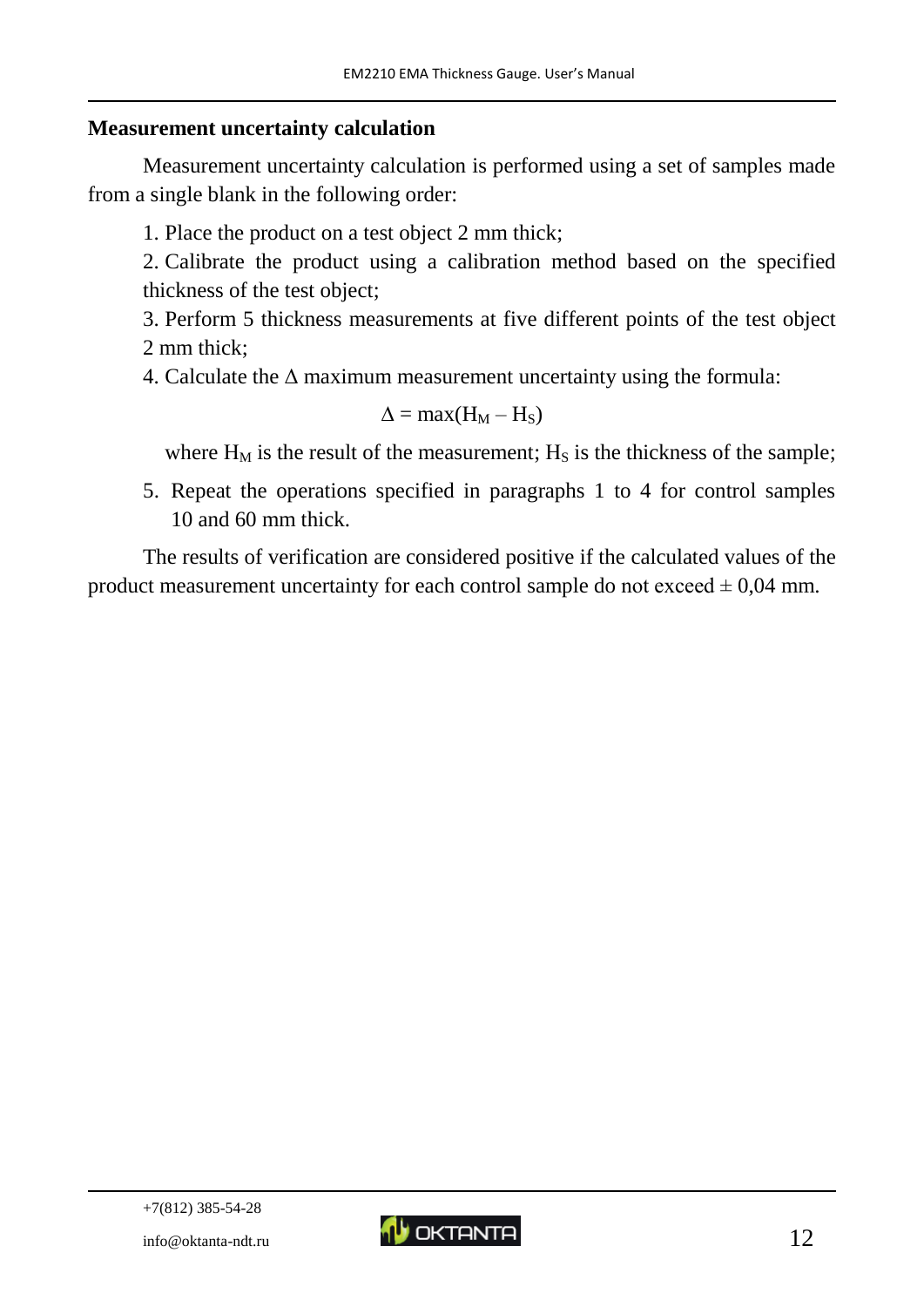## Measurement uncertainty calculation

Measurement uncertainty calculation is performed using a set of samples made from a single blank in the following order:

1. Place the product on a test object 2 mm thick;
2. Calibrate the product using a calibration method based on the specified thickness of the test object;
3. Perform 5 thickness measurements at five different points of the test object 2 mm thick;
4. Calculate the Δ maximum measurement uncertainty using the formula:

$$\Delta = \max(H_M - H_S)$$

where $H_M$ is the result of the measurement; $H_S$ is the thickness of the sample;

5. Repeat the operations specified in paragraphs 1 to 4 for control samples 10 and 60 mm thick.

The results of verification are considered positive if the calculated values of the product measurement uncertainty for each control sample do not exceed ± 0,04 mm.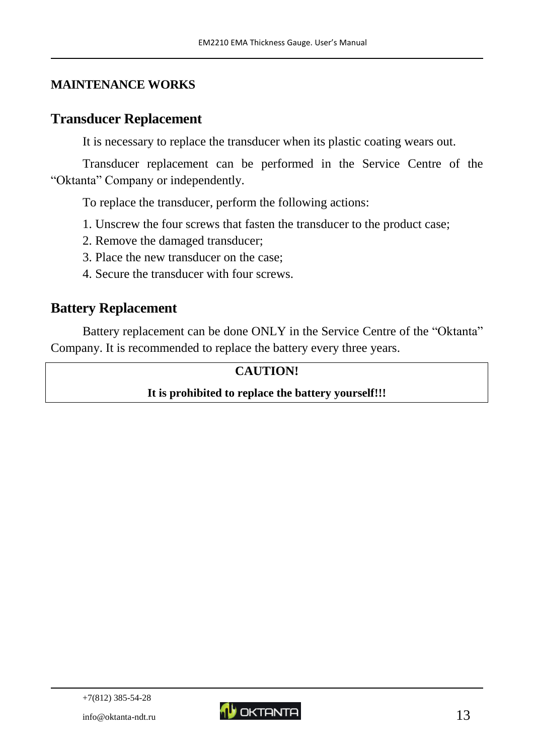# MAINTENANCE WORKS

## Transducer Replacement

It is necessary to replace the transducer when its plastic coating wears out.

Transducer replacement can be performed in the Service Centre of the "Oktanta" Company or independently.

To replace the transducer, perform the following actions:

1. Unscrew the four screws that fasten the transducer to the product case;
2. Remove the damaged transducer;
3. Place the new transducer on the case;
4. Secure the transducer with four screws.

## Battery Replacement

Battery replacement can be done ONLY in the Service Centre of the "Oktanta" Company. It is recommended to replace the battery every three years.

**CAUTION!**

**It is prohibited to replace the battery yourself!!!**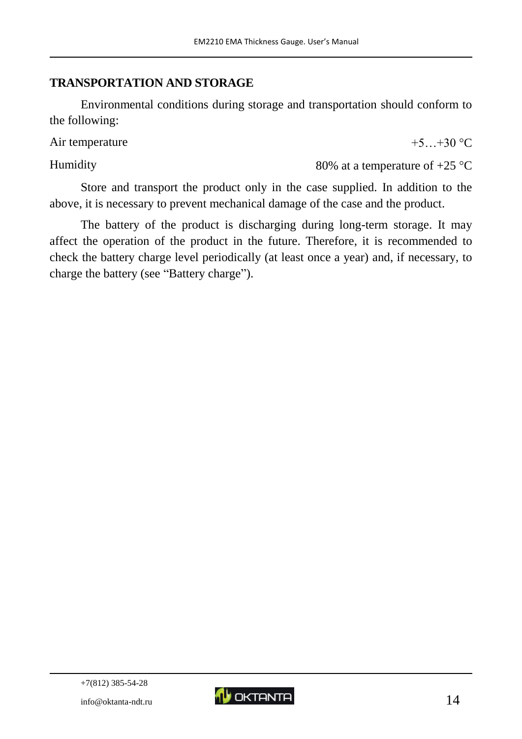## TRANSPORTATION AND STORAGE

Environmental conditions during storage and transportation should conform to the following:

| | |
|---|---|
| Air temperature | +5…+30 °C |
| Humidity | 80% at a temperature of +25 °C |

Store and transport the product only in the case supplied. In addition to the above, it is necessary to prevent mechanical damage of the case and the product.

The battery of the product is discharging during long-term storage. It may affect the operation of the product in the future. Therefore, it is recommended to check the battery charge level periodically (at least once a year) and, if necessary, to charge the battery (see "Battery charge").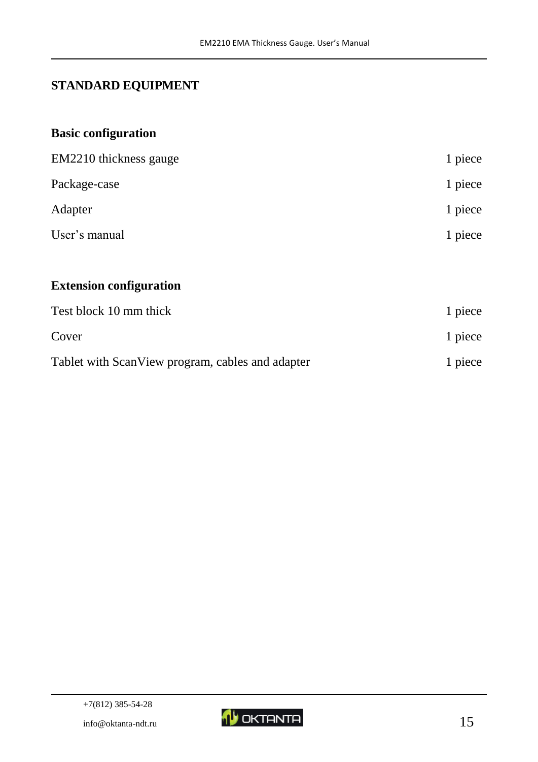## STANDARD EQUIPMENT

### Basic configuration

| | |
|---|---|
| EM2210 thickness gauge | 1 piece |
| Package-case | 1 piece |
| Adapter | 1 piece |
| User's manual | 1 piece |

### Extension configuration

| | |
|---|---|
| Test block 10 mm thick | 1 piece |
| Cover | 1 piece |
| Tablet with ScanView program, cables and adapter | 1 piece |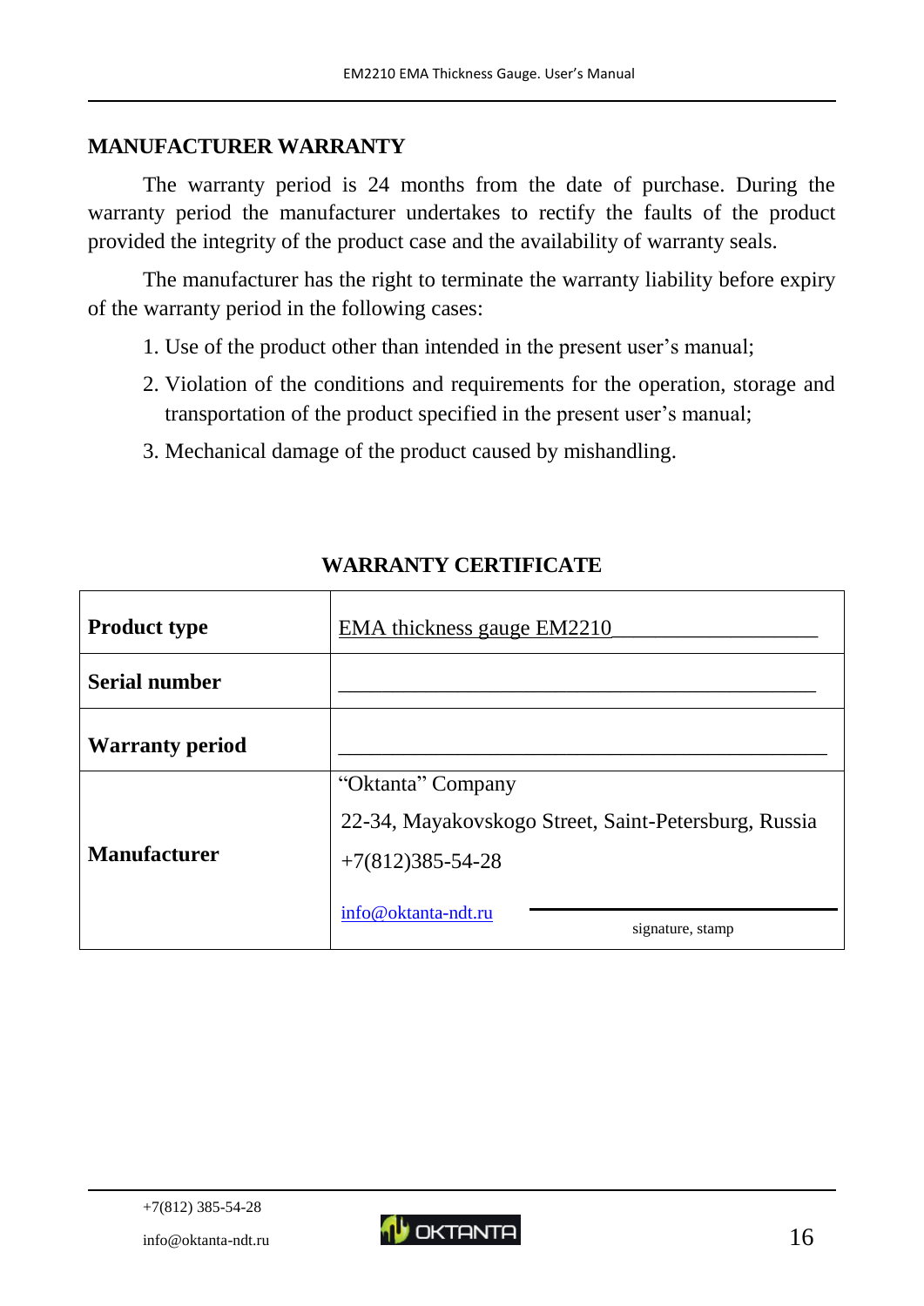## MANUFACTURER WARRANTY

The warranty period is 24 months from the date of purchase. During the warranty period the manufacturer undertakes to rectify the faults of the product provided the integrity of the product case and the availability of warranty seals.

The manufacturer has the right to terminate the warranty liability before expiry of the warranty period in the following cases:

1. Use of the product other than intended in the present user's manual;
2. Violation of the conditions and requirements for the operation, storage and transportation of the product specified in the present user's manual;
3. Mechanical damage of the product caused by mishandling.

## WARRANTY CERTIFICATE

| | |
|---|---|
| **Product type** | EMA thickness gauge EM2210__________________ |
| **Serial number** | ____________________________________________ |
| **Warranty period** | ____________________________________________ |
| **Manufacturer** | "Oktanta" Company<br>22-34, Mayakovskogo Street, Saint-Petersburg, Russia<br>+7(812)385-54-28<br>info@oktanta-ndt.ru ____________________<br>signature, stamp |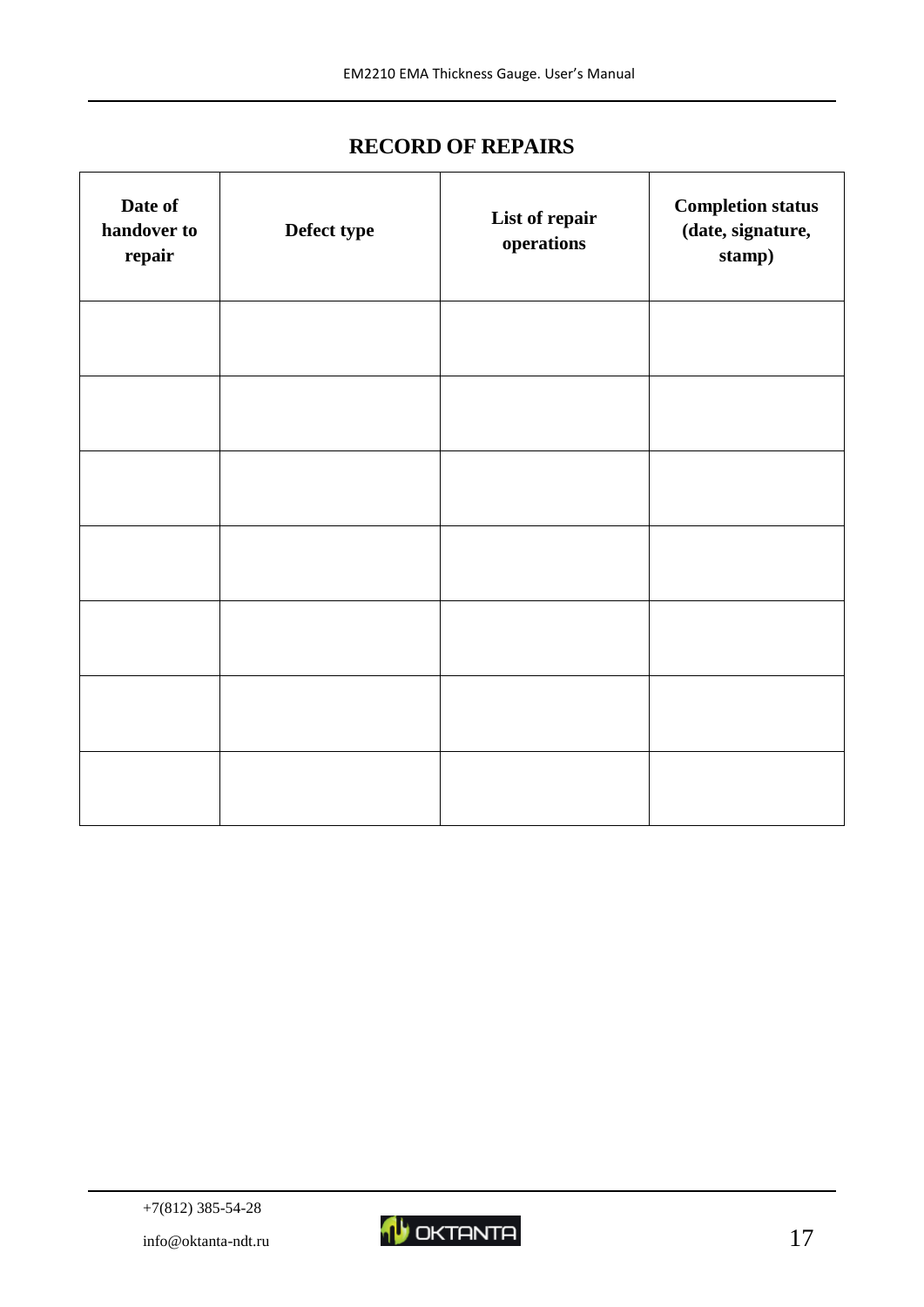## RECORD OF REPAIRS

| Date of handover to repair | Defect type | List of repair operations | Completion status (date, signature, stamp) |
|---|---|---|---|
| | | | |
| | | | |
| | | | |
| | | | |
| | | | |
| | | | |
| | | | |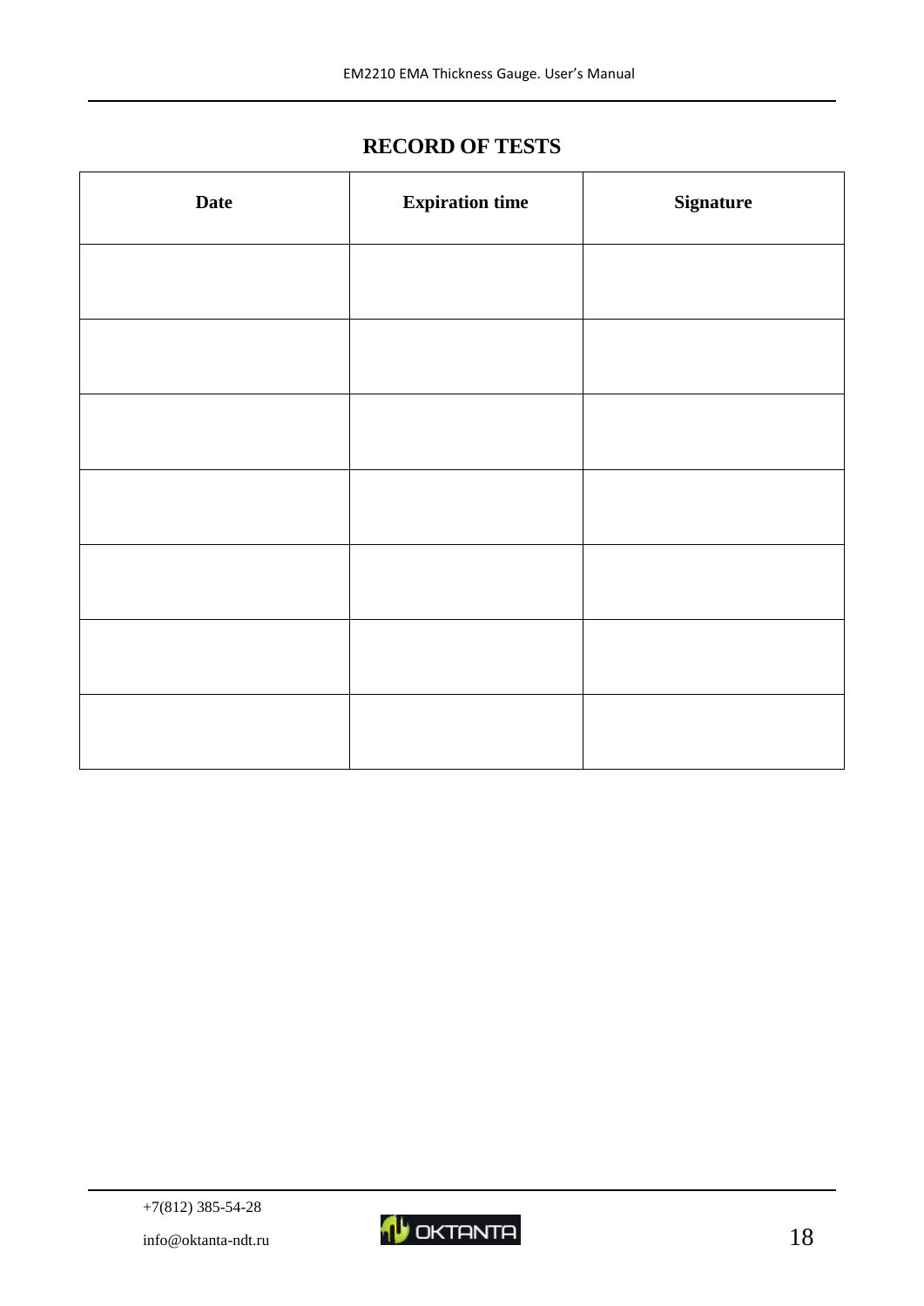# RECORD OF TESTS

| Date | Expiration time | Signature |
|---|---|---|
| | | |
| | | |
| | | |
| | | |
| | | |
| | | |
| | | |